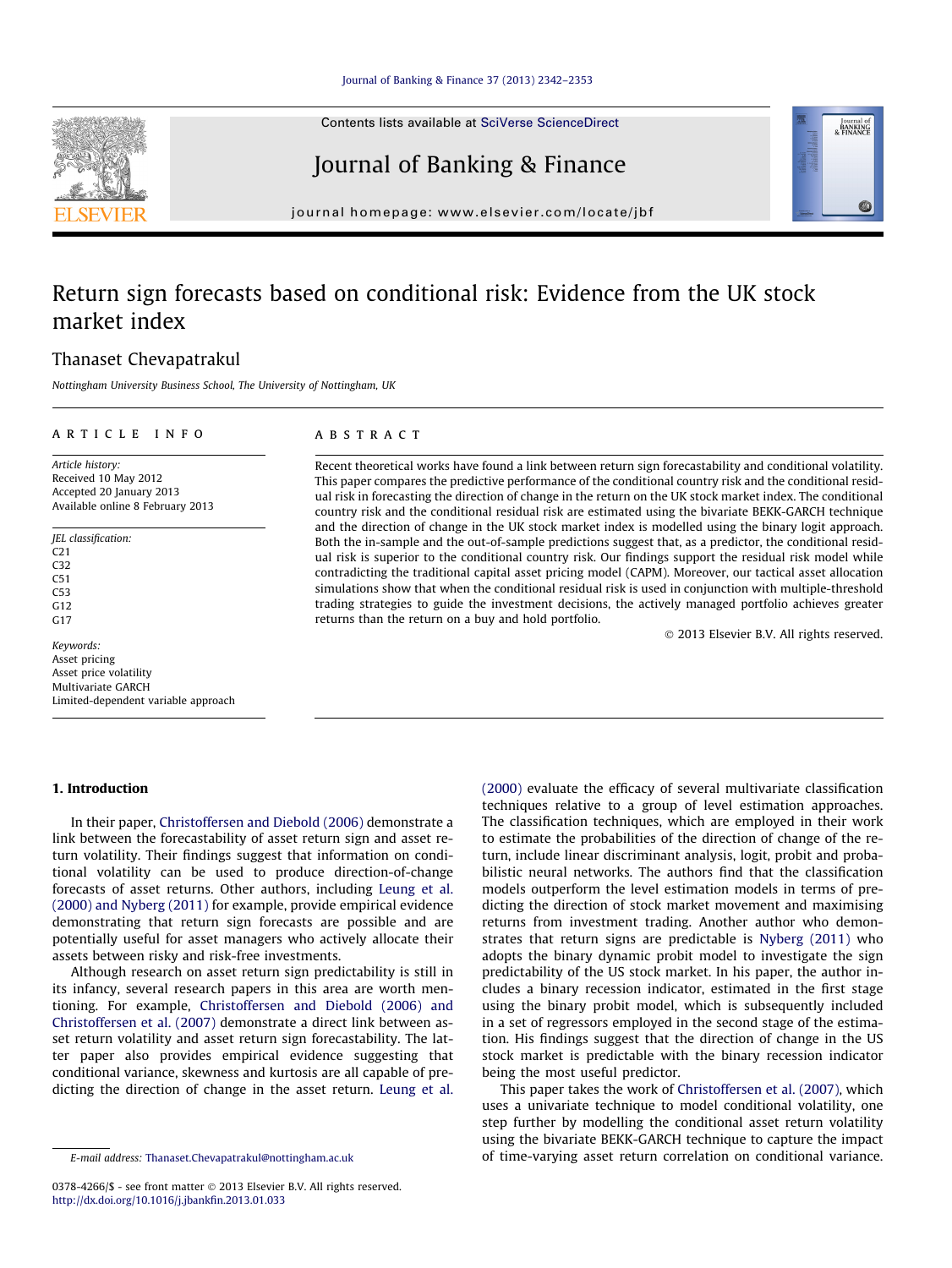Contents lists available at SciVerse ScienceDirect

# Journal of Banking & Finance

journal homepage: www.elsevier.com/locate/jbf

# Return sign forecasts based on conditional risk: Evidence from the UK stock market index

Thanaset Chevapatrakul

*Nottingham University Business School, The University of Nottingham, UK*

## ARTICLE INFO

*Article history:*
Received 10 May 2012
Accepted 20 January 2013
Available online 8 February 2013

*JEL classification:*
C21
C32
C51
C53
G12
G17

*Keywords:*
Asset pricing
Asset price volatility
Multivariate GARCH
Limited-dependent variable approach

## ABSTRACT

Recent theoretical works have found a link between return sign forecastability and conditional volatility. This paper compares the predictive performance of the conditional country risk and the conditional residual risk in forecasting the direction of change in the return on the UK stock market index. The conditional country risk and the conditional residual risk are estimated using the bivariate BEKK-GARCH technique and the direction of change in the UK stock market index is modelled using the binary logit approach. Both the in-sample and the out-of-sample predictions suggest that, as a predictor, the conditional residual risk is superior to the conditional country risk. Our findings support the residual risk model while contradicting the traditional capital asset pricing model (CAPM). Moreover, our tactical asset allocation simulations show that when the conditional residual risk is used in conjunction with multiple-threshold trading strategies to guide the investment decisions, the actively managed portfolio achieves greater returns than the return on a buy and hold portfolio.

© 2013 Elsevier B.V. All rights reserved.

## 1. Introduction

In their paper, Christoffersen and Diebold (2006) demonstrate a link between the forecastability of asset return sign and asset return volatility. Their findings suggest that information on conditional volatility can be used to produce direction-of-change forecasts of asset returns. Other authors, including Leung et al. (2000) and Nyberg (2011) for example, provide empirical evidence demonstrating that return sign forecasts are possible and are potentially useful for asset managers who actively allocate their assets between risky and risk-free investments.

Although research on asset return sign predictability is still in its infancy, several research papers in this area are worth mentioning. For example, Christoffersen and Diebold (2006) and Christoffersen et al. (2007) demonstrate a direct link between asset return volatility and asset return sign forecastability. The latter paper also provides empirical evidence suggesting that conditional variance, skewness and kurtosis are all capable of predicting the direction of change in the asset return. Leung et al. (2000) evaluate the efficacy of several multivariate classification techniques relative to a group of level estimation approaches. The classification techniques, which are employed in their work to estimate the probabilities of the direction of change of the return, include linear discriminant analysis, logit, probit and probabilistic neural networks. The authors find that the classification models outperform the level estimation models in terms of predicting the direction of stock market movement and maximising returns from investment trading. Another author who demonstrates that return signs are predictable is Nyberg (2011) who adopts the binary dynamic probit model to investigate the sign predictability of the US stock market. In his paper, the author includes a binary recession indicator, estimated in the first stage using the binary probit model, which is subsequently included in a set of regressors employed in the second stage of the estimation. His findings suggest that the direction of change in the US stock market is predictable with the binary recession indicator being the most useful predictor.

This paper takes the work of Christoffersen et al. (2007), which uses a univariate technique to model conditional volatility, one step further by modelling the conditional asset return volatility using the bivariate BEKK-GARCH technique to capture the impact of time-varying asset return correlation on conditional variance.

E-mail address: Thanaset.Chevapatrakul@nottingham.ac.uk

0378-4266/$ - see front matter © 2013 Elsevier B.V. All rights reserved.
http://dx.doi.org/10.1016/j.jbankfin.2013.01.033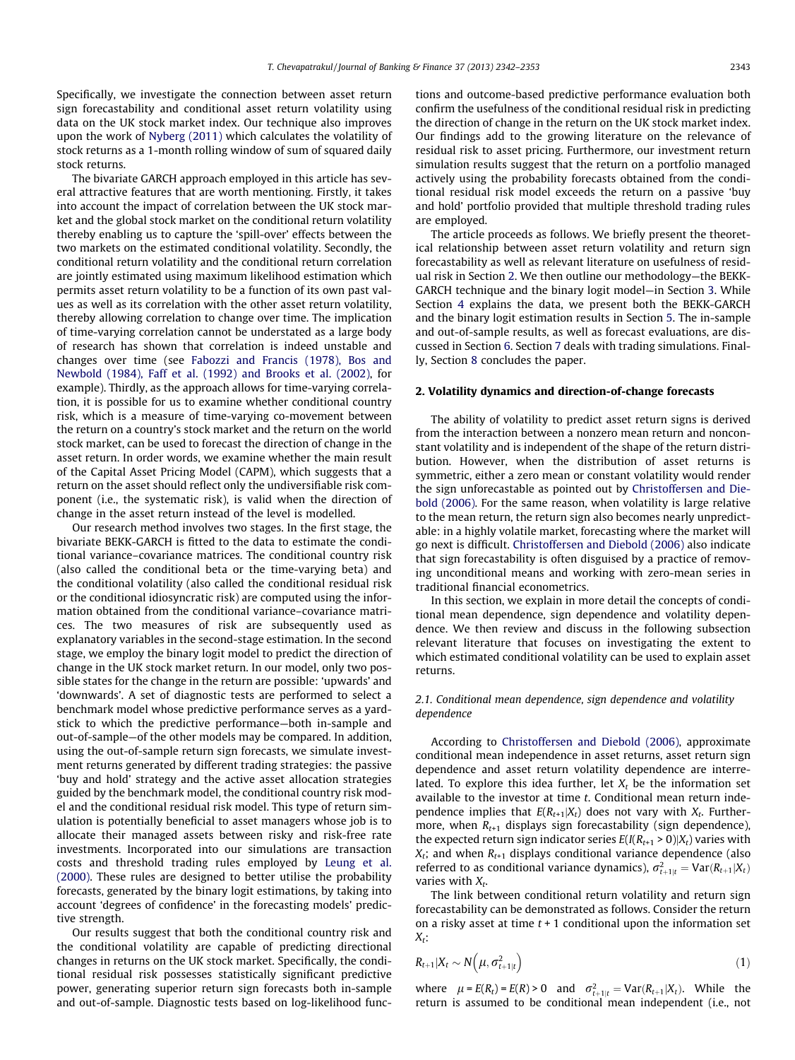Specifically, we investigate the connection between asset return sign forecastability and conditional asset return volatility using data on the UK stock market index. Our technique also improves upon the work of Nyberg (2011) which calculates the volatility of stock returns as a 1-month rolling window of sum of squared daily stock returns.

The bivariate GARCH approach employed in this article has several attractive features that are worth mentioning. Firstly, it takes into account the impact of correlation between the UK stock market and the global stock market on the conditional return volatility thereby enabling us to capture the 'spill-over' effects between the two markets on the estimated conditional volatility. Secondly, the conditional return volatility and the conditional return correlation are jointly estimated using maximum likelihood estimation which permits asset return volatility to be a function of its own past values as well as its correlation with the other asset return volatility, thereby allowing correlation to change over time. The implication of time-varying correlation cannot be understated as a large body of research has shown that correlation is indeed unstable and changes over time (see Fabozzi and Francis (1978), Bos and Newbold (1984), Faff et al. (1992) and Brooks et al. (2002), for example). Thirdly, as the approach allows for time-varying correlation, it is possible for us to examine whether conditional country risk, which is a measure of time-varying co-movement between the return on a country's stock market and the return on the world stock market, can be used to forecast the direction of change in the asset return. In order words, we examine whether the main result of the Capital Asset Pricing Model (CAPM), which suggests that a return on the asset should reflect only the undiversifiable risk component (i.e., the systematic risk), is valid when the direction of change in the asset return instead of the level is modelled.

Our research method involves two stages. In the first stage, the bivariate BEKK-GARCH is fitted to the data to estimate the conditional variance–covariance matrices. The conditional country risk (also called the conditional beta or the time-varying beta) and the conditional volatility (also called the conditional residual risk or the conditional idiosyncratic risk) are computed using the information obtained from the conditional variance–covariance matrices. The two measures of risk are subsequently used as explanatory variables in the second-stage estimation. In the second stage, we employ the binary logit model to predict the direction of change in the UK stock market return. In our model, only two possible states for the change in the return are possible: 'upwards' and 'downwards'. A set of diagnostic tests are performed to select a benchmark model whose predictive performance serves as a yardstick to which the predictive performance—both in-sample and out-of-sample—of the other models may be compared. In addition, using the out-of-sample return sign forecasts, we simulate investment returns generated by different trading strategies: the passive 'buy and hold' strategy and the active asset allocation strategies guided by the benchmark model, the conditional country risk model and the conditional residual risk model. This type of return simulation is potentially beneficial to asset managers whose job is to allocate their managed assets between risky and risk-free rate investments. Incorporated into our simulations are transaction costs and threshold trading rules employed by Leung et al. (2000). These rules are designed to better utilise the probability forecasts, generated by the binary logit estimations, by taking into account 'degrees of confidence' in the forecasting models' predictive strength.

Our results suggest that both the conditional country risk and the conditional volatility are capable of predicting directional changes in returns on the UK stock market. Specifically, the conditional residual risk possesses statistically significant predictive power, generating superior return sign forecasts both in-sample and out-of-sample. Diagnostic tests based on log-likelihood functions and outcome-based predictive performance evaluation both confirm the usefulness of the conditional residual risk in predicting the direction of change in the return on the UK stock market index. Our findings add to the growing literature on the relevance of residual risk to asset pricing. Furthermore, our investment return simulation results suggest that the return on a portfolio managed actively using the probability forecasts obtained from the conditional residual risk model exceeds the return on a passive 'buy and hold' portfolio provided that multiple threshold trading rules are employed.

The article proceeds as follows. We briefly present the theoretical relationship between asset return volatility and return sign forecastability as well as relevant literature on usefulness of residual risk in Section 2. We then outline our methodology—the BEKK-GARCH technique and the binary logit model—in Section 3. While Section 4 explains the data, we present both the BEKK-GARCH and the binary logit estimation results in Section 5. The in-sample and out-of-sample results, as well as forecast evaluations, are discussed in Section 6. Section 7 deals with trading simulations. Finally, Section 8 concludes the paper.

## 2. Volatility dynamics and direction-of-change forecasts

The ability of volatility to predict asset return signs is derived from the interaction between a nonzero mean return and nonconstant volatility and is independent of the shape of the return distribution. However, when the distribution of asset returns is symmetric, either a zero mean or constant volatility would render the sign unforecastable as pointed out by Christoffersen and Diebold (2006). For the same reason, when volatility is large relative to the mean return, the return sign also becomes nearly unpredictable: in a highly volatile market, forecasting where the market will go next is difficult. Christoffersen and Diebold (2006) also indicate that sign forecastability is often disguised by a practice of removing unconditional means and working with zero-mean series in traditional financial econometrics.

In this section, we explain in more detail the concepts of conditional mean dependence, sign dependence and volatility dependence. We then review and discuss in the following subsection relevant literature that focuses on investigating the extent to which estimated conditional volatility can be used to explain asset returns.

### 2.1. Conditional mean dependence, sign dependence and volatility dependence

According to Christoffersen and Diebold (2006), approximate conditional mean independence in asset returns, asset return sign dependence and asset return volatility dependence are interrelated. To explore this idea further, let $X_t$ be the information set available to the investor at time $t$. Conditional mean return independence implies that $E(R_{t+1}|X_t)$ does not vary with $X_t$. Furthermore, when $R_{t+1}$ displays sign forecastability (sign dependence), the expected return sign indicator series $E(I(R_{t+1} > 0)|X_t)$ varies with $X_t$; and when $R_{t+1}$ displays conditional variance dependence (also referred to as conditional variance dynamics), $\sigma^2_{t+1|t} = \mathrm{Var}(R_{t+1}|X_t)$ varies with $X_t$.

The link between conditional return volatility and return sign forecastability can be demonstrated as follows. Consider the return on a risky asset at time $t+1$ conditional upon the information set $X_t$:

$$R_{t+1}|X_t \sim N\left(\mu, \sigma^2_{t+1|t}\right) \tag{1}$$

where $\mu = E(R_t) = E(R) > 0$ and $\sigma^2_{t+1|t} = \mathrm{Var}(R_{t+1}|X_t)$. While the return is assumed to be conditional mean independent (i.e., not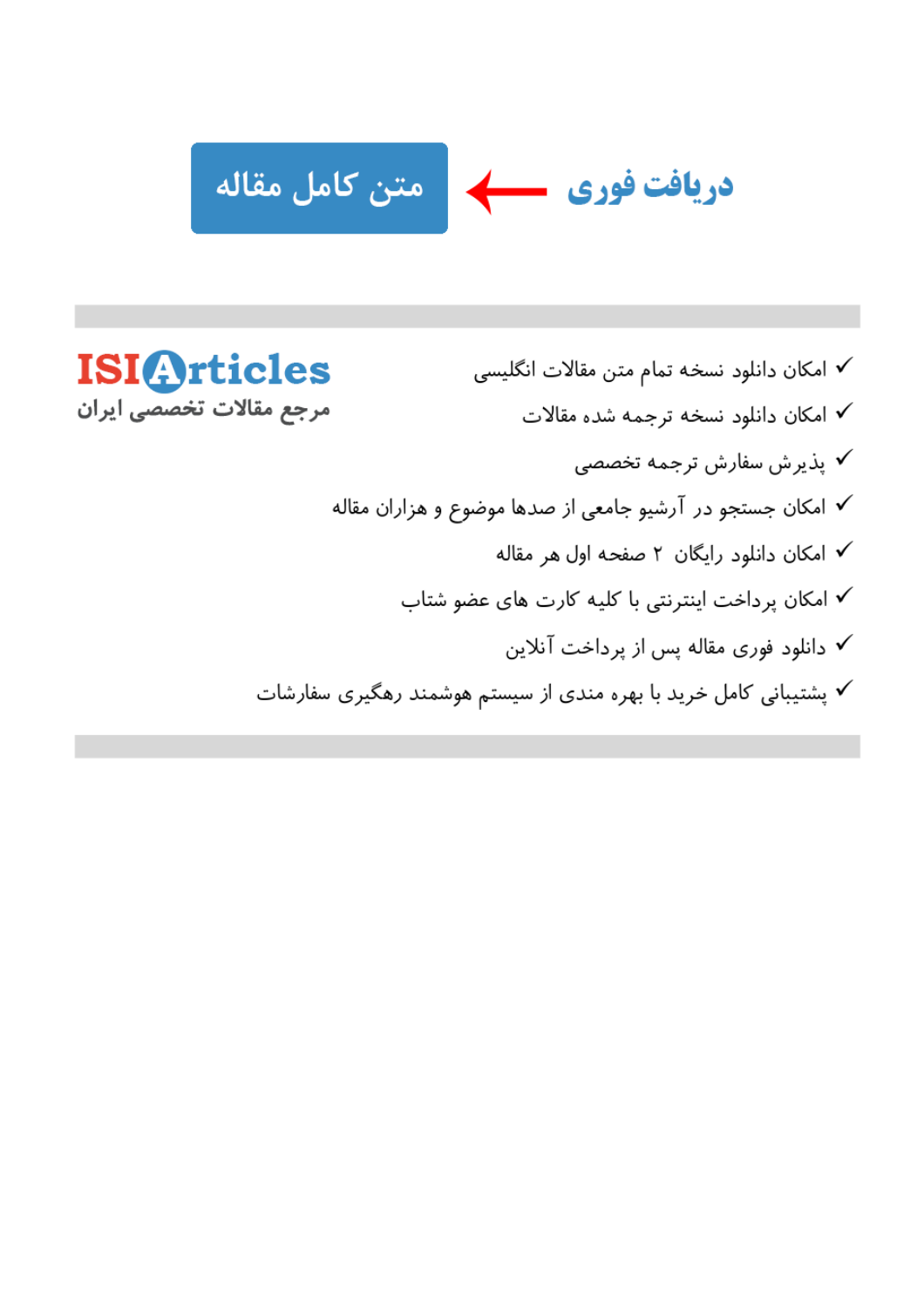دریافت فوری ← **متن کامل مقاله**

**ISIArticles**
مرجع مقالات تخصصی ایران

- ✓ امکان دانلود نسخه تمام متن مقالات انگلیسی
- ✓ امکان دانلود نسخه ترجمه شده مقالات
- ✓ پذیرش سفارش ترجمه تخصصی
- ✓ امکان جستجو در آرشیو جامعی از صدها موضوع و هزاران مقاله
- ✓ امکان دانلود رایگان ۲ صفحه اول هر مقاله
- ✓ امکان پرداخت اینترنتی با کلیه کارت های عضو شتاب
- ✓ دانلود فوری مقاله پس از پرداخت آنلاین
- ✓ پشتیبانی کامل خرید با بهره مندی از سیستم هوشمند رهگیری سفارشات